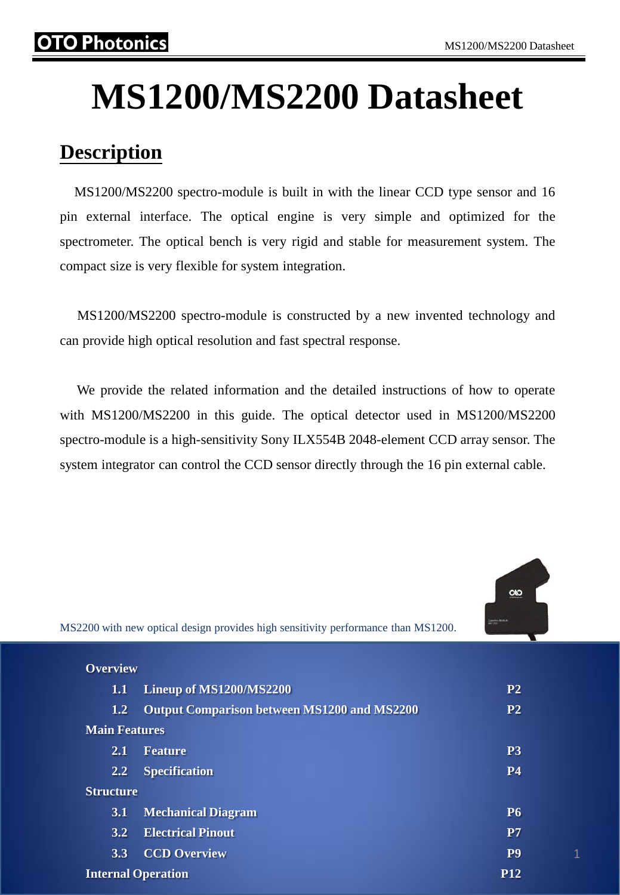# MS1200/MS2200 Datasheet

## Description

MS1200/MS2200 spectro-module is built in with the linear CCD type sensor and 16 pin external interface. The optical engine is very simple and optimized for the spectrometer. The optical bench is very rigid and stable for measurement system. The compact size is very flexible for system integration.

MS1200/MS2200 spectro-module is constructed by a new invented technology and can provide high optical resolution and fast spectral response.

We provide the related information and the detailed instructions of how to operate with MS1200/MS2200 in this guide. The optical detector used in MS1200/MS2200 spectro-module is a high-sensitivity Sony ILX554B 2048-element CCD array sensor. The system integrator can control the CCD sensor directly through the 16 pin external cable.

MS2200 with new optical design provides high sensitivity performance than MS1200.

**Overview**

| | | |
|---|---|---|
| 1.1 | Lineup of MS1200/MS2200 | P2 |
| 1.2 | Output Comparison between MS1200 and MS2200 | P2 |

**Main Features**

| | | |
|---|---|---|
| 2.1 | Feature | P3 |
| 2.2 | Specification | P4 |

**Structure**

| | | |
|---|---|---|
| 3.1 | Mechanical Diagram | P6 |
| 3.2 | Electrical Pinout | P7 |
| 3.3 | CCD Overview | P9 |

**Internal Operation** P12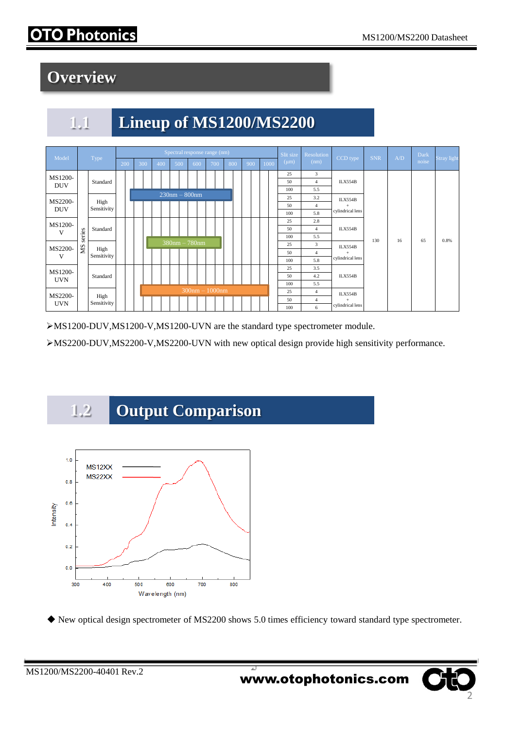# Overview

## 1.1 Lineup of MS1200/MS2200

| Model | Type | | Spectral response range (nm) | Slit size (μm) | Resolution (nm) | CCD type | SNR | A/D | Dark noise | Stray light |
|---|---|---|---|---|---|---|---|---|---|---|
| MS1200-DUV | MS series | Standard | 230nm – 800nm | 25 | 3 | ILX554B | 130 | 16 | 65 | 0.8% |
| | | | | 50 | 4 | | | | | |
| | | | | 100 | 5.5 | | | | | |
| MS2200-DUV | | High Sensitivity | | 25 | 3.2 | ILX554B + cylindrical lens | | | | |
| | | | | 50 | 4 | | | | | |
| | | | | 100 | 5.8 | | | | | |
| MS1200-V | | Standard | 380nm – 780nm | 25 | 2.8 | ILX554B | | | | |
| | | | | 50 | 4 | | | | | |
| | | | | 100 | 5.5 | | | | | |
| MS2200-V | | High Sensitivity | | 25 | 3 | ILX554B + cylindrical lens | | | | |
| | | | | 50 | 4 | | | | | |
| | | | | 100 | 5.8 | | | | | |
| MS1200-UVN | | Standard | 300nm – 1000nm | 25 | 3.5 | ILX554B | | | | |
| | | | | 50 | 4.2 | | | | | |
| | | | | 100 | 5.5 | | | | | |
| MS2200-UVN | | High Sensitivity | | 25 | 4 | ILX554B + cylindrical lens | | | | |
| | | | | 50 | 4 | | | | | |
| | | | | 100 | 6 | | | | | |

➢MS1200-DUV,MS1200-V,MS1200-UVN are the standard type spectrometer module.

➢MS2200-DUV,MS2200-V,MS2200-UVN with new optical design provide high sensitivity performance.

## 1.2 Output Comparison

◆ New optical design spectrometer of MS2200 shows 5.0 times efficiency toward standard type spectrometer.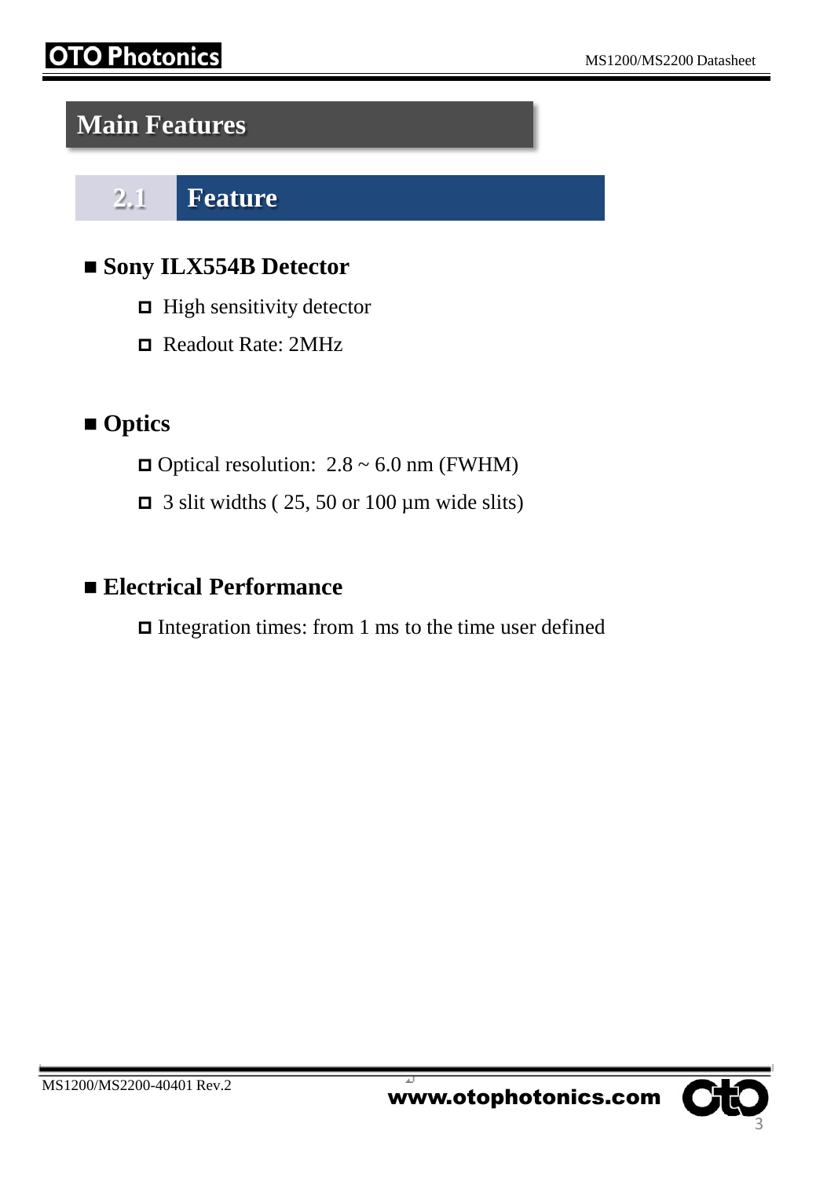# Main Features

## 2.1 Feature

### Sony ILX554B Detector

- High sensitivity detector
- Readout Rate: 2MHz

### Optics

- Optical resolution: 2.8 ~ 6.0 nm (FWHM)
- 3 slit widths ( 25, 50 or 100 µm wide slits)

### Electrical Performance

- Integration times: from 1 ms to the time user defined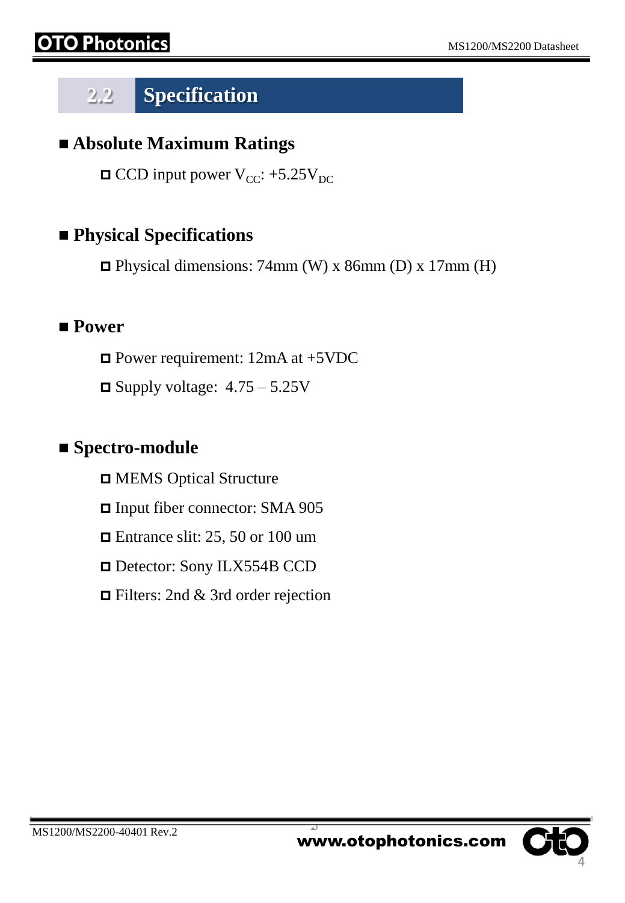## 2.2 Specification

### ■ Absolute Maximum Ratings

- CCD input power $V_{CC}$: +5.25$V_{DC}$

### ■ Physical Specifications

- Physical dimensions: 74mm (W) x 86mm (D) x 17mm (H)

### ■ Power

- Power requirement: 12mA at +5VDC
- Supply voltage: 4.75 – 5.25V

### ■ Spectro-module

- MEMS Optical Structure
- Input fiber connector: SMA 905
- Entrance slit: 25, 50 or 100 um
- Detector: Sony ILX554B CCD
- Filters: 2nd & 3rd order rejection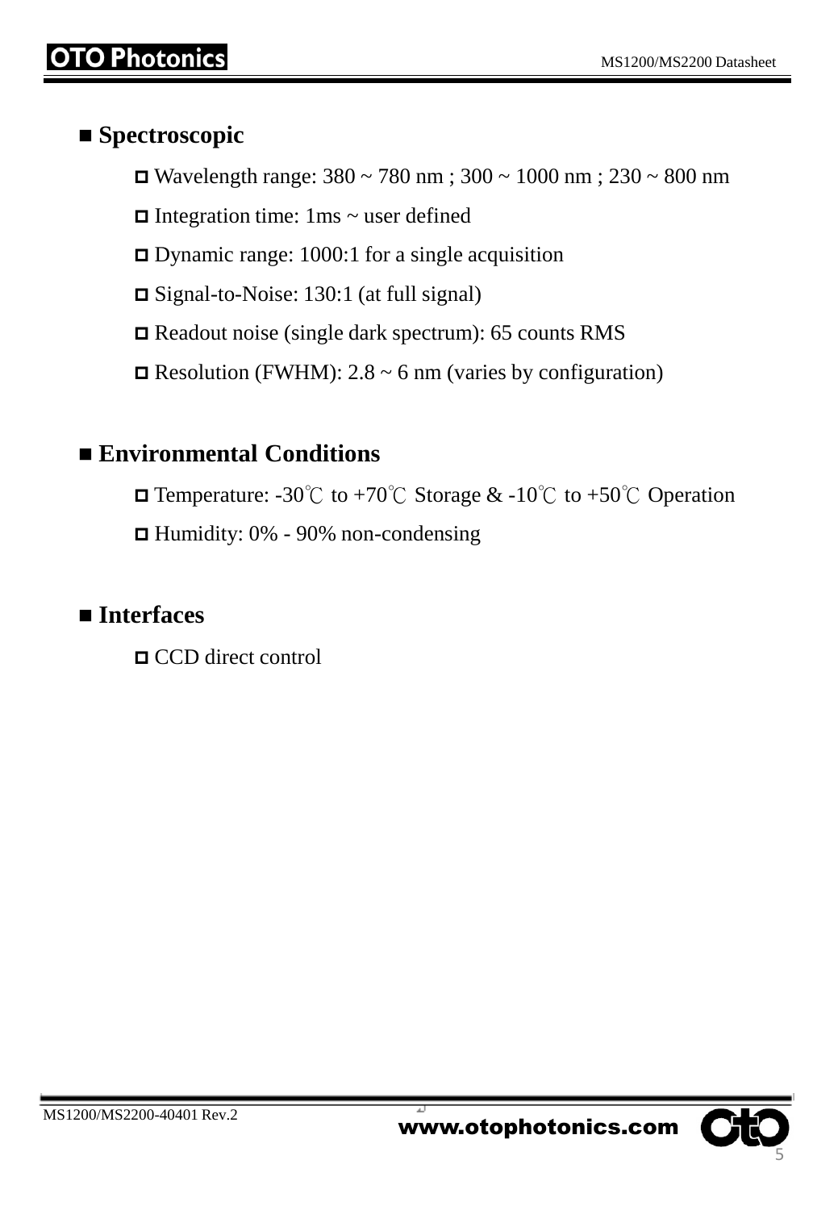## ■ Spectroscopic

- ◘ Wavelength range: 380 ~ 780 nm ; 300 ~ 1000 nm ; 230 ~ 800 nm
- ◘ Integration time: 1ms ~ user defined
- ◘ Dynamic range: 1000:1 for a single acquisition
- ◘ Signal-to-Noise: 130:1 (at full signal)
- ◘ Readout noise (single dark spectrum): 65 counts RMS
- ◘ Resolution (FWHM): 2.8 ~ 6 nm (varies by configuration)

## ■ Environmental Conditions

- ◘ Temperature: -30℃ to +70℃ Storage & -10℃ to +50℃ Operation
- ◘ Humidity: 0% - 90% non-condensing

## ■ Interfaces

- ◘ CCD direct control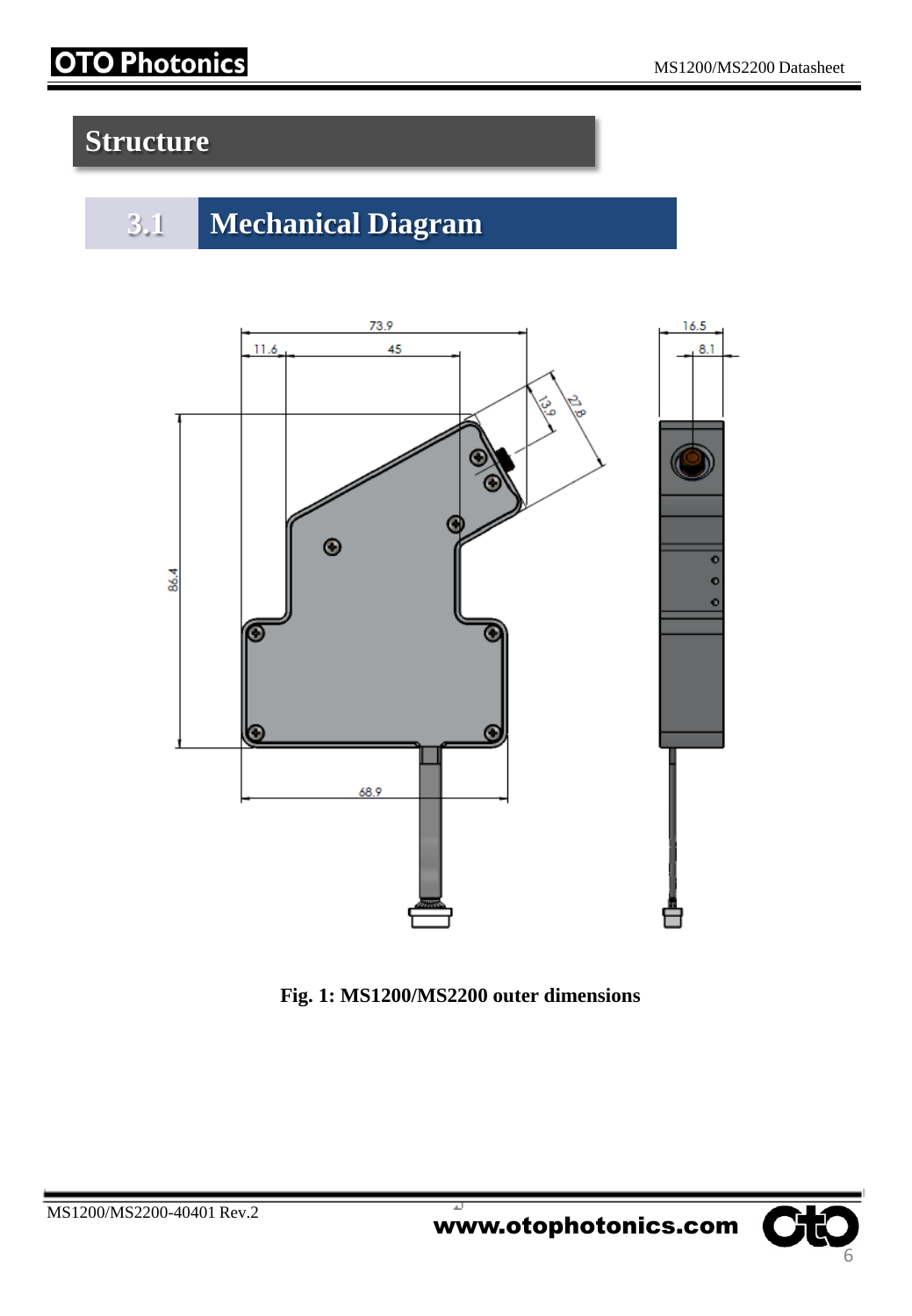# Structure

## 3.1 Mechanical Diagram

**Fig. 1: MS1200/MS2200 outer dimensions**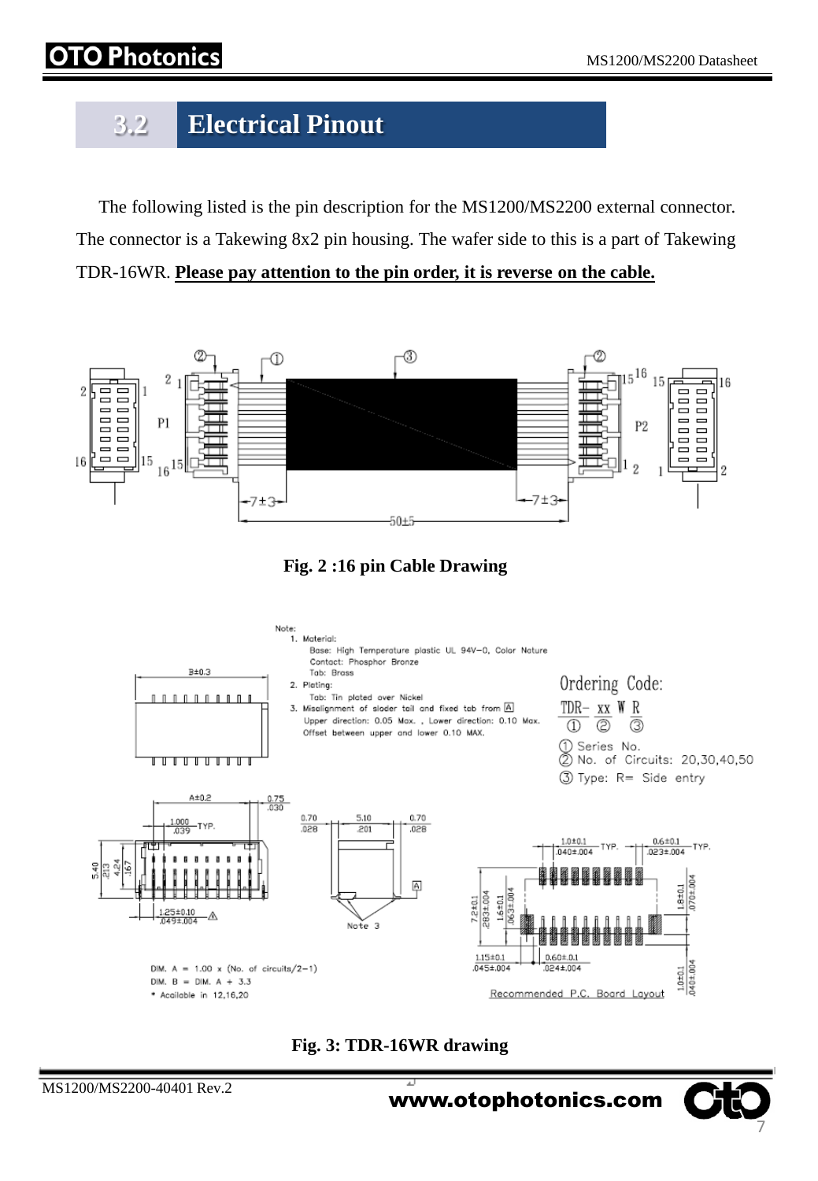## 3.2 Electrical Pinout

The following listed is the pin description for the MS1200/MS2200 external connector. The connector is a Takewing 8x2 pin housing. The wafer side to this is a part of Takewing TDR-16WR. **Please pay attention to the pin order, it is reverse on the cable.**

**Fig. 2 :16 pin Cable Drawing**

Note:
1. Material:
   Base: High Temperature plastic UL 94V-0, Color Nature
   Contact: Phosphor Bronze
   Tab: Brass
2. Plating:
   Tab: Tin plated over Nickel
3. Misalignment of sloder tail and fixed tab from A
   Upper direction: 0.05 Max. , Lower direction: 0.10 Max.
   Offset between upper and lower 0.10 MAX.

Ordering Code:
TDR- xx W R
① ② ③

① Series No.
② No. of Circuits: 20,30,40,50
③ Type: R= Side entry

DIM. A = 1.00 x (No. of circuits/2−1)
DIM. B = DIM. A + 3.3
* Acailable in 12,16,20

Recommended P.C. Board Layout

**Fig. 3: TDR-16WR drawing**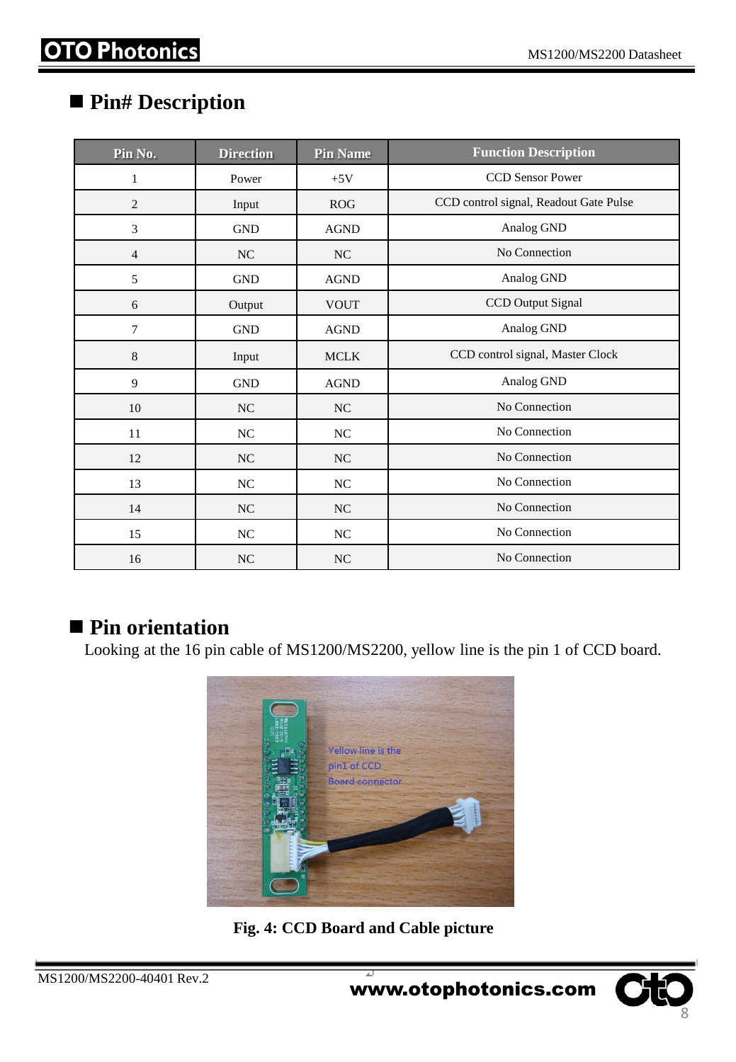## ■ Pin# Description

| Pin No. | Direction | Pin Name | Function Description |
|---|---|---|---|
| 1 | Power | +5V | CCD Sensor Power |
| 2 | Input | ROG | CCD control signal, Readout Gate Pulse |
| 3 | GND | AGND | Analog GND |
| 4 | NC | NC | No Connection |
| 5 | GND | AGND | Analog GND |
| 6 | Output | VOUT | CCD Output Signal |
| 7 | GND | AGND | Analog GND |
| 8 | Input | MCLK | CCD control signal, Master Clock |
| 9 | GND | AGND | Analog GND |
| 10 | NC | NC | No Connection |
| 11 | NC | NC | No Connection |
| 12 | NC | NC | No Connection |
| 13 | NC | NC | No Connection |
| 14 | NC | NC | No Connection |
| 15 | NC | NC | No Connection |
| 16 | NC | NC | No Connection |

## ■ Pin orientation

Looking at the 16 pin cable of MS1200/MS2200, yellow line is the pin 1 of CCD board.

Yellow line is the pin1 of CCD Board connector

**Fig. 4: CCD Board and Cable picture**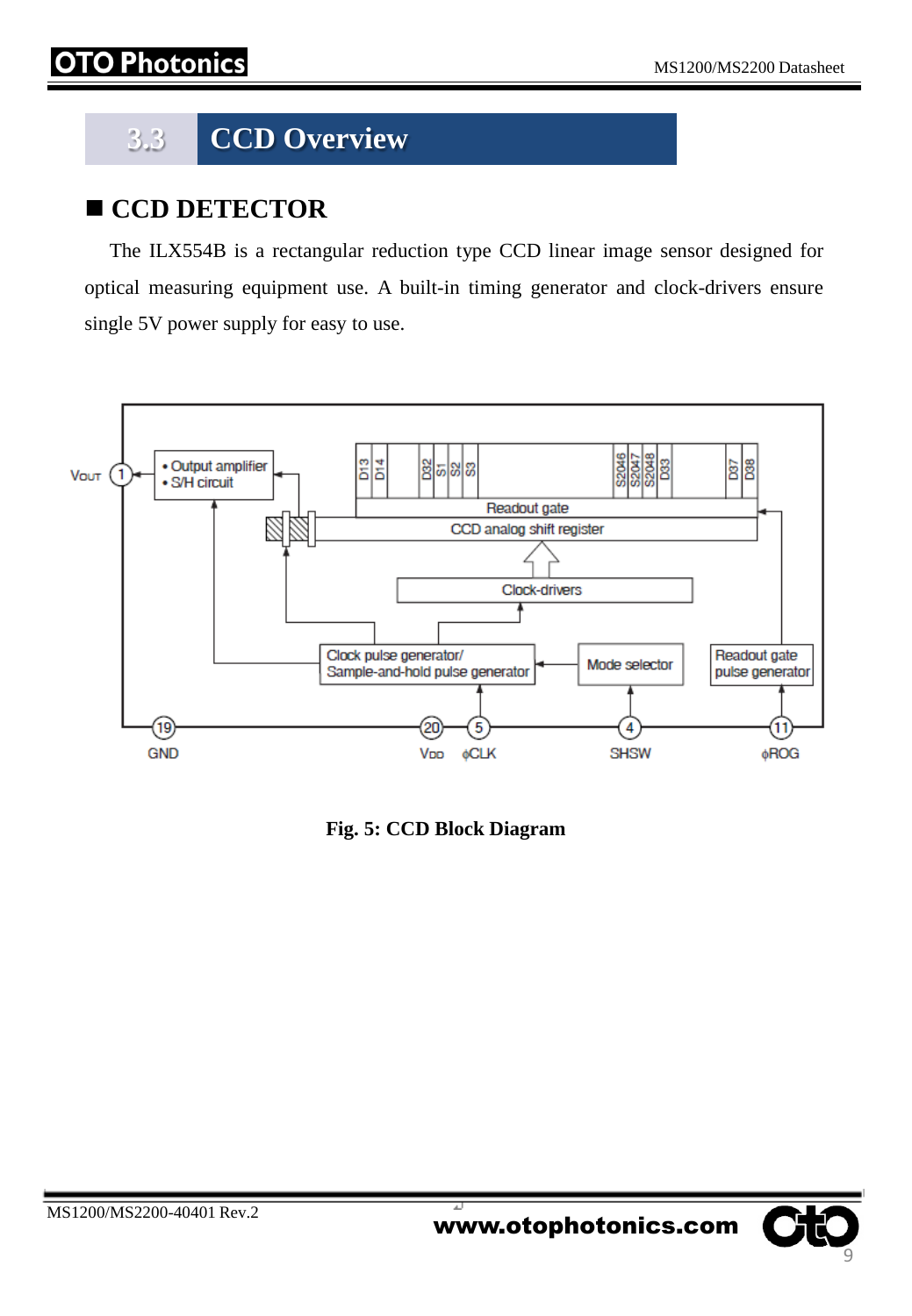## 3.3 CCD Overview

### ■ CCD DETECTOR

The ILX554B is a rectangular reduction type CCD linear image sensor designed for optical measuring equipment use. A built-in timing generator and clock-drivers ensure single 5V power supply for easy to use.

**Fig. 5: CCD Block Diagram**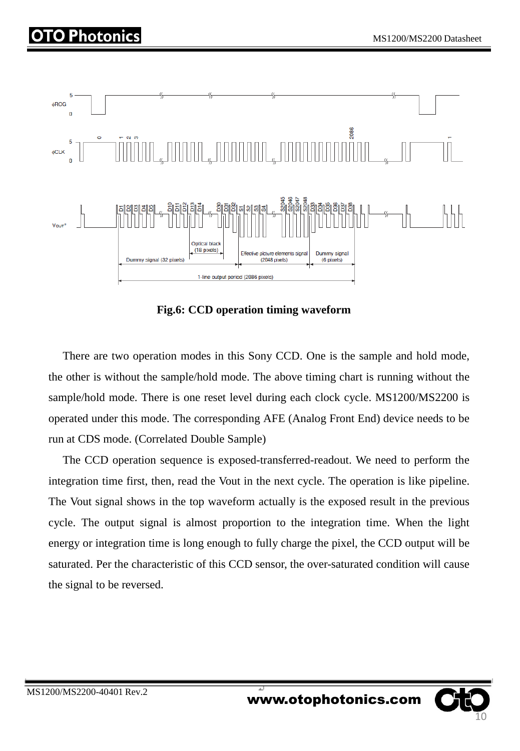Fig.6: CCD operation timing waveform

There are two operation modes in this Sony CCD. One is the sample and hold mode, the other is without the sample/hold mode. The above timing chart is running without the sample/hold mode. There is one reset level during each clock cycle. MS1200/MS2200 is operated under this mode. The corresponding AFE (Analog Front End) device needs to be run at CDS mode. (Correlated Double Sample)

The CCD operation sequence is exposed-transferred-readout. We need to perform the integration time first, then, read the Vout in the next cycle. The operation is like pipeline. The Vout signal shows in the top waveform actually is the exposed result in the previous cycle. The output signal is almost proportion to the integration time. When the light energy or integration time is long enough to fully charge the pixel, the CCD output will be saturated. Per the characteristic of this CCD sensor, the over-saturated condition will cause the signal to be reversed.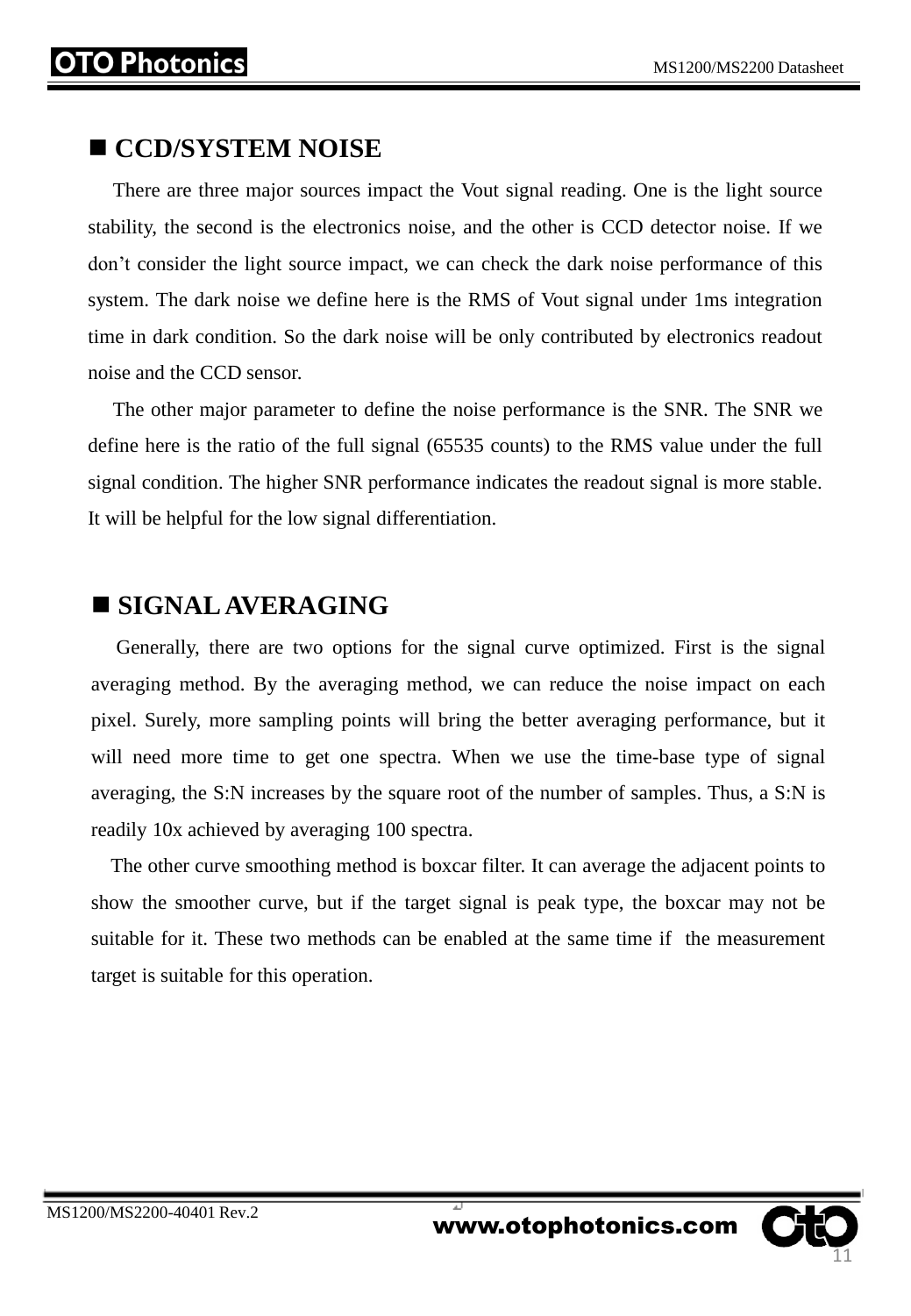## ■ CCD/SYSTEM NOISE

There are three major sources impact the Vout signal reading. One is the light source stability, the second is the electronics noise, and the other is CCD detector noise. If we don't consider the light source impact, we can check the dark noise performance of this system. The dark noise we define here is the RMS of Vout signal under 1ms integration time in dark condition. So the dark noise will be only contributed by electronics readout noise and the CCD sensor.

The other major parameter to define the noise performance is the SNR. The SNR we define here is the ratio of the full signal (65535 counts) to the RMS value under the full signal condition. The higher SNR performance indicates the readout signal is more stable. It will be helpful for the low signal differentiation.

## ■ SIGNAL AVERAGING

Generally, there are two options for the signal curve optimized. First is the signal averaging method. By the averaging method, we can reduce the noise impact on each pixel. Surely, more sampling points will bring the better averaging performance, but it will need more time to get one spectra. When we use the time-base type of signal averaging, the S:N increases by the square root of the number of samples. Thus, a S:N is readily 10x achieved by averaging 100 spectra.

The other curve smoothing method is boxcar filter. It can average the adjacent points to show the smoother curve, but if the target signal is peak type, the boxcar may not be suitable for it. These two methods can be enabled at the same time if the measurement target is suitable for this operation.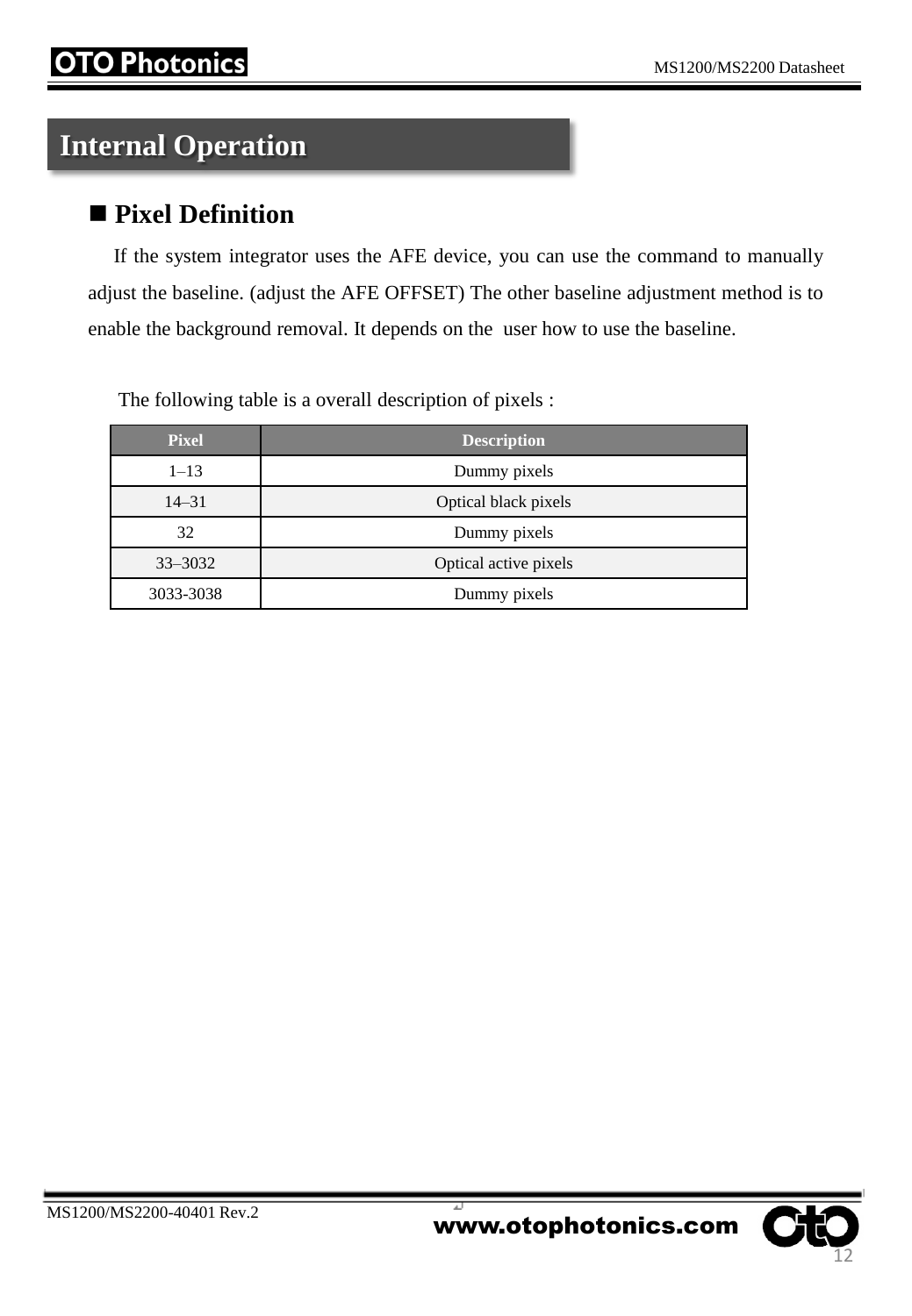# Internal Operation

## ■ Pixel Definition

If the system integrator uses the AFE device, you can use the command to manually adjust the baseline. (adjust the AFE OFFSET) The other baseline adjustment method is to enable the background removal. It depends on the user how to use the baseline.

The following table is a overall description of pixels :

| Pixel | Description |
|---|---|
| 1–13 | Dummy pixels |
| 14–31 | Optical black pixels |
| 32 | Dummy pixels |
| 33–3032 | Optical active pixels |
| 3033-3038 | Dummy pixels |